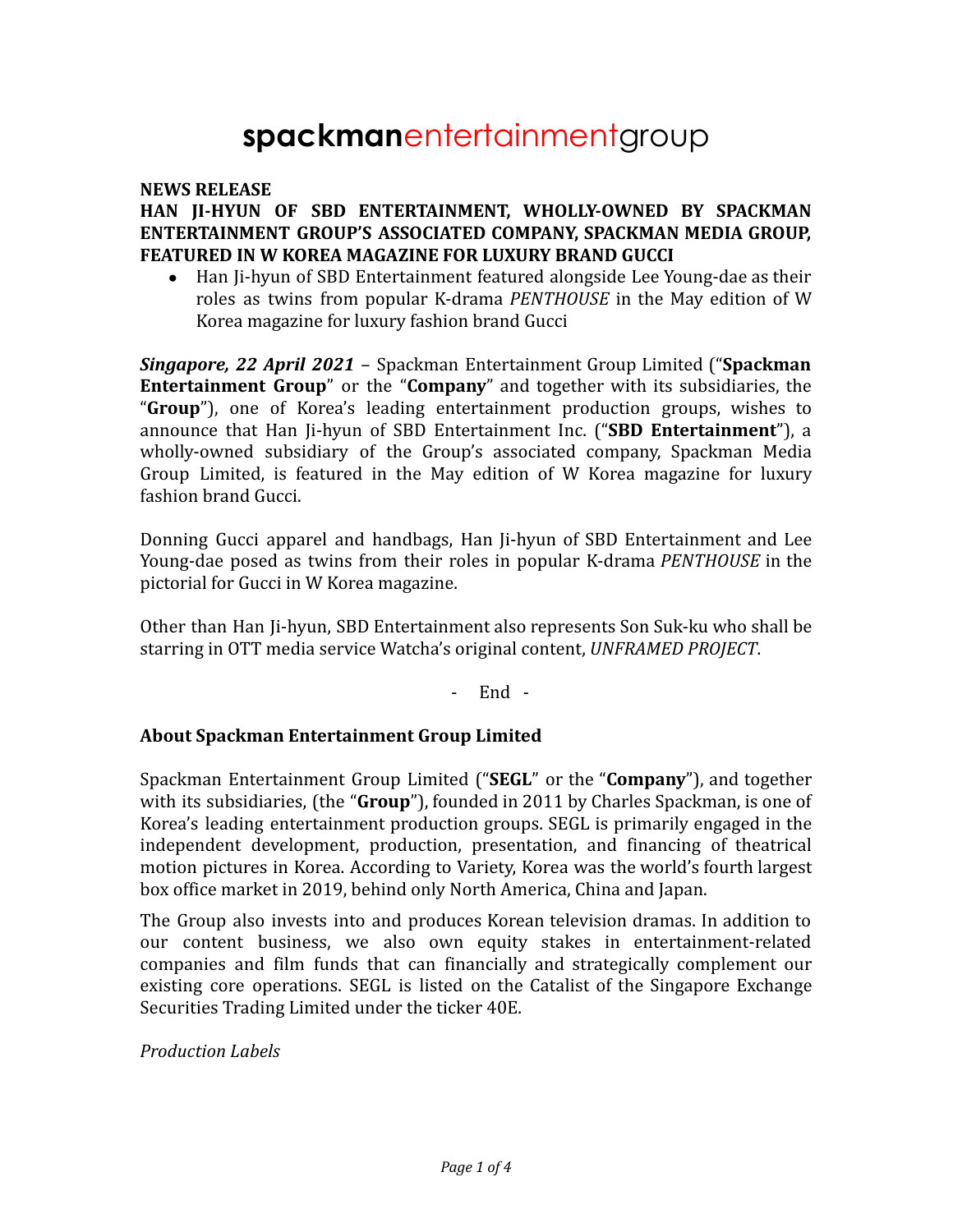# spackmanentertainmentgroup

**NEWS RELEASE**

**HAN JI-HYUN OF SBD ENTERTAINMENT, WHOLLY-OWNED BY SPACKMAN ENTERTAINMENT GROUP'S ASSOCIATED COMPANY, SPACKMAN MEDIA GROUP, FEATURED IN W KOREA MAGAZINE FOR LUXURY BRAND GUCCI**

- Han Ji-hyun of SBD Entertainment featured alongside Lee Young-dae as their roles as twins from popular K-drama *PENTHOUSE* in the May edition of W Korea magazine for luxury fashion brand Gucci

***Singapore, 22 April 2021*** – Spackman Entertainment Group Limited ("**Spackman Entertainment Group**" or the "**Company**" and together with its subsidiaries, the "**Group**"), one of Korea's leading entertainment production groups, wishes to announce that Han Ji-hyun of SBD Entertainment Inc. ("**SBD Entertainment**"), a wholly-owned subsidiary of the Group's associated company, Spackman Media Group Limited, is featured in the May edition of W Korea magazine for luxury fashion brand Gucci.

Donning Gucci apparel and handbags, Han Ji-hyun of SBD Entertainment and Lee Young-dae posed as twins from their roles in popular K-drama *PENTHOUSE* in the pictorial for Gucci in W Korea magazine.

Other than Han Ji-hyun, SBD Entertainment also represents Son Suk-ku who shall be starring in OTT media service Watcha's original content, *UNFRAMED PROJECT*.

\- End -

## About Spackman Entertainment Group Limited

Spackman Entertainment Group Limited ("**SEGL**" or the "**Company**"), and together with its subsidiaries, (the "**Group**"), founded in 2011 by Charles Spackman, is one of Korea's leading entertainment production groups. SEGL is primarily engaged in the independent development, production, presentation, and financing of theatrical motion pictures in Korea. According to Variety, Korea was the world's fourth largest box office market in 2019, behind only North America, China and Japan.

The Group also invests into and produces Korean television dramas. In addition to our content business, we also own equity stakes in entertainment-related companies and film funds that can financially and strategically complement our existing core operations. SEGL is listed on the Catalist of the Singapore Exchange Securities Trading Limited under the ticker 40E.

*Production Labels*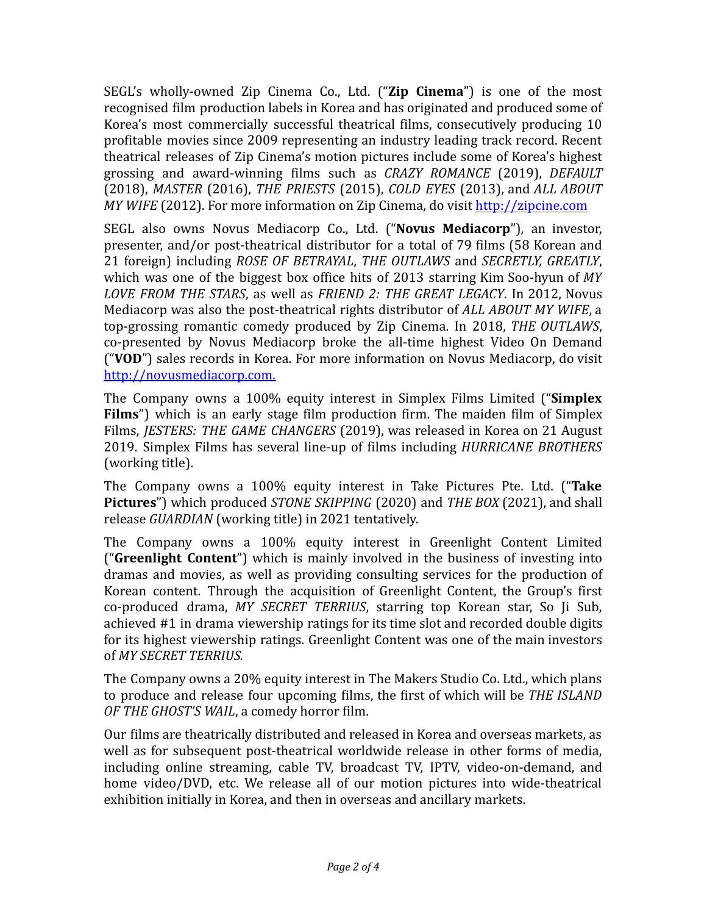SEGL's wholly-owned Zip Cinema Co., Ltd. ("**Zip Cinema**") is one of the most recognised film production labels in Korea and has originated and produced some of Korea's most commercially successful theatrical films, consecutively producing 10 profitable movies since 2009 representing an industry leading track record. Recent theatrical releases of Zip Cinema's motion pictures include some of Korea's highest grossing and award-winning films such as *CRAZY ROMANCE* (2019), *DEFAULT* (2018), *MASTER* (2016), *THE PRIESTS* (2015), *COLD EYES* (2013), and *ALL ABOUT MY WIFE* (2012). For more information on Zip Cinema, do visit http://zipcine.com

SEGL also owns Novus Mediacorp Co., Ltd. ("**Novus Mediacorp**"), an investor, presenter, and/or post-theatrical distributor for a total of 79 films (58 Korean and 21 foreign) including *ROSE OF BETRAYAL*, *THE OUTLAWS* and *SECRETLY, GREATLY*, which was one of the biggest box office hits of 2013 starring Kim Soo-hyun of *MY LOVE FROM THE STARS*, as well as *FRIEND 2: THE GREAT LEGACY*. In 2012, Novus Mediacorp was also the post-theatrical rights distributor of *ALL ABOUT MY WIFE*, a top-grossing romantic comedy produced by Zip Cinema. In 2018, *THE OUTLAWS*, co-presented by Novus Mediacorp broke the all-time highest Video On Demand ("**VOD**") sales records in Korea. For more information on Novus Mediacorp, do visit http://novusmediacorp.com.

The Company owns a 100% equity interest in Simplex Films Limited ("**Simplex Films**") which is an early stage film production firm. The maiden film of Simplex Films, *JESTERS: THE GAME CHANGERS* (2019), was released in Korea on 21 August 2019. Simplex Films has several line-up of films including *HURRICANE BROTHERS* (working title).

The Company owns a 100% equity interest in Take Pictures Pte. Ltd. ("**Take Pictures**") which produced *STONE SKIPPING* (2020) and *THE BOX* (2021), and shall release *GUARDIAN* (working title) in 2021 tentatively.

The Company owns a 100% equity interest in Greenlight Content Limited ("**Greenlight Content**") which is mainly involved in the business of investing into dramas and movies, as well as providing consulting services for the production of Korean content. Through the acquisition of Greenlight Content, the Group's first co-produced drama, *MY SECRET TERRIUS*, starring top Korean star, So Ji Sub, achieved #1 in drama viewership ratings for its time slot and recorded double digits for its highest viewership ratings. Greenlight Content was one of the main investors of *MY SECRET TERRIUS.*

The Company owns a 20% equity interest in The Makers Studio Co. Ltd., which plans to produce and release four upcoming films, the first of which will be *THE ISLAND OF THE GHOST'S WAIL*, a comedy horror film.

Our films are theatrically distributed and released in Korea and overseas markets, as well as for subsequent post-theatrical worldwide release in other forms of media, including online streaming, cable TV, broadcast TV, IPTV, video-on-demand, and home video/DVD, etc. We release all of our motion pictures into wide-theatrical exhibition initially in Korea, and then in overseas and ancillary markets.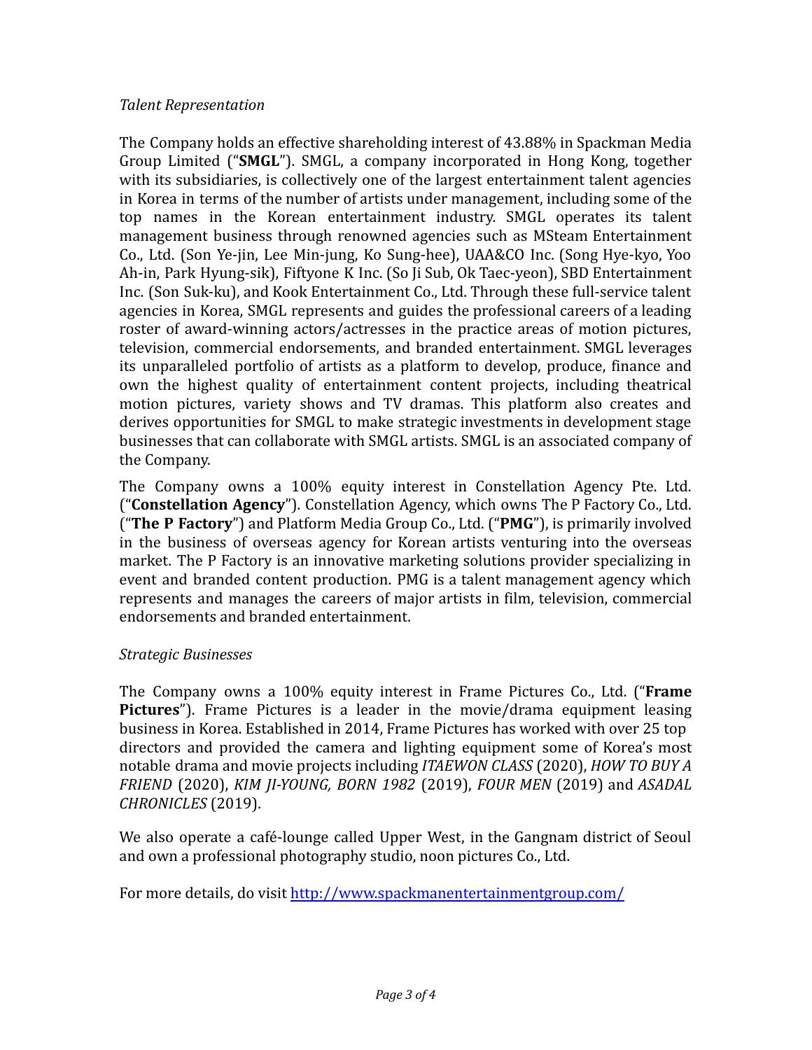*Talent Representation*

The Company holds an effective shareholding interest of 43.88% in Spackman Media Group Limited ("**SMGL**"). SMGL, a company incorporated in Hong Kong, together with its subsidiaries, is collectively one of the largest entertainment talent agencies in Korea in terms of the number of artists under management, including some of the top names in the Korean entertainment industry. SMGL operates its talent management business through renowned agencies such as MSteam Entertainment Co., Ltd. (Son Ye-jin, Lee Min-jung, Ko Sung-hee), UAA&CO Inc. (Song Hye-kyo, Yoo Ah-in, Park Hyung-sik), Fiftyone K Inc. (So Ji Sub, Ok Taec-yeon), SBD Entertainment Inc. (Son Suk-ku), and Kook Entertainment Co., Ltd. Through these full-service talent agencies in Korea, SMGL represents and guides the professional careers of a leading roster of award-winning actors/actresses in the practice areas of motion pictures, television, commercial endorsements, and branded entertainment. SMGL leverages its unparalleled portfolio of artists as a platform to develop, produce, finance and own the highest quality of entertainment content projects, including theatrical motion pictures, variety shows and TV dramas. This platform also creates and derives opportunities for SMGL to make strategic investments in development stage businesses that can collaborate with SMGL artists. SMGL is an associated company of the Company.

The Company owns a 100% equity interest in Constellation Agency Pte. Ltd. ("**Constellation Agency**"). Constellation Agency, which owns The P Factory Co., Ltd. ("**The P Factory**") and Platform Media Group Co., Ltd. ("**PMG**"), is primarily involved in the business of overseas agency for Korean artists venturing into the overseas market. The P Factory is an innovative marketing solutions provider specializing in event and branded content production. PMG is a talent management agency which represents and manages the careers of major artists in film, television, commercial endorsements and branded entertainment.

*Strategic Businesses*

The Company owns a 100% equity interest in Frame Pictures Co., Ltd. ("**Frame Pictures**"). Frame Pictures is a leader in the movie/drama equipment leasing business in Korea. Established in 2014, Frame Pictures has worked with over 25 top directors and provided the camera and lighting equipment some of Korea's most notable drama and movie projects including *ITAEWON CLASS* (2020), *HOW TO BUY A FRIEND* (2020), *KIM JI-YOUNG, BORN 1982* (2019), *FOUR MEN* (2019) and *ASADAL CHRONICLES* (2019).

We also operate a café-lounge called Upper West, in the Gangnam district of Seoul and own a professional photography studio, noon pictures Co., Ltd.

For more details, do visit [http://www.spackmanentertainmentgroup.com/](http://www.spackmanentertainmentgroup.com/)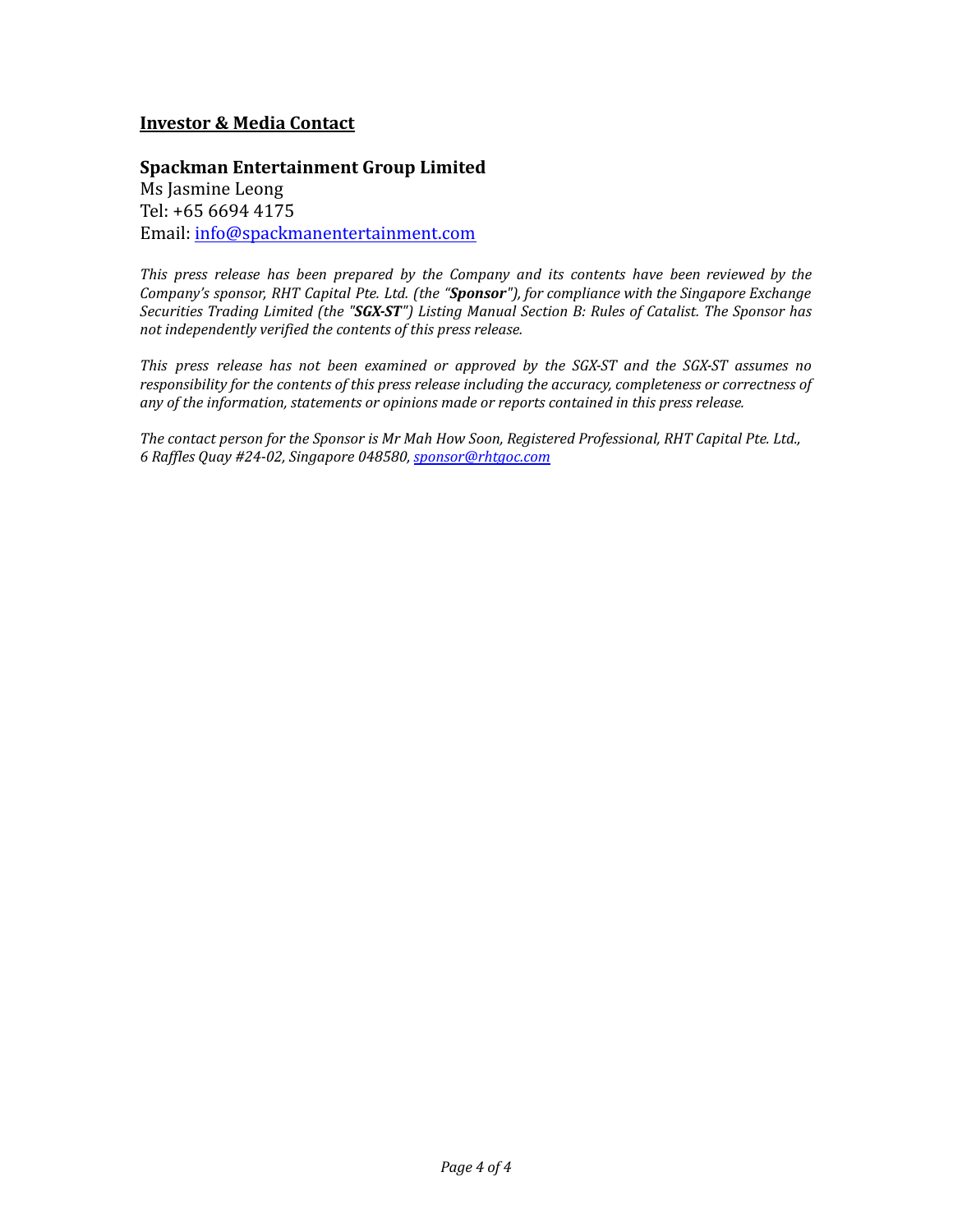## Investor & Media Contact

**Spackman Entertainment Group Limited**
Ms Jasmine Leong
Tel: +65 6694 4175
Email: info@spackmanentertainment.com

*This press release has been prepared by the Company and its contents have been reviewed by the Company's sponsor, RHT Capital Pte. Ltd. (the "**Sponsor**"), for compliance with the Singapore Exchange Securities Trading Limited (the "**SGX-ST**") Listing Manual Section B: Rules of Catalist. The Sponsor has not independently verified the contents of this press release.*

*This press release has not been examined or approved by the SGX-ST and the SGX-ST assumes no responsibility for the contents of this press release including the accuracy, completeness or correctness of any of the information, statements or opinions made or reports contained in this press release.*

*The contact person for the Sponsor is Mr Mah How Soon, Registered Professional, RHT Capital Pte. Ltd., 6 Raffles Quay #24-02, Singapore 048580, sponsor@rhtgoc.com*